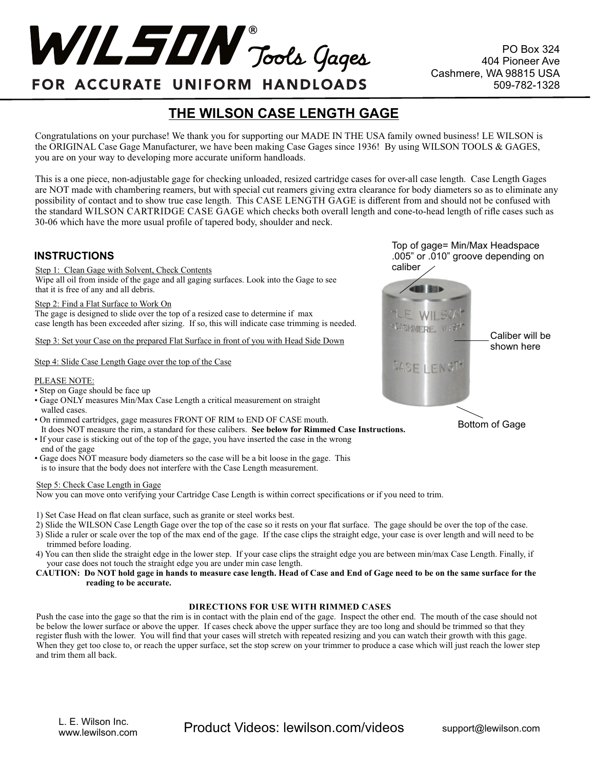# WILSON® Tools Gages

FOR ACCURATE UNIFORM HANDLOADS

PO Box 324
404 Pioneer Ave
Cashmere, WA 98815 USA
509-782-1328

## THE WILSON CASE LENGTH GAGE

Congratulations on your purchase! We thank you for supporting our MADE IN THE USA family owned business! LE WILSON is the ORIGINAL Case Gage Manufacturer, we have been making Case Gages since 1936! By using WILSON TOOLS & GAGES, you are on your way to developing more accurate uniform handloads.

This is a one piece, non-adjustable gage for checking unloaded, resized cartridge cases for over-all case length. Case Length Gages are NOT made with chambering reamers, but with special cut reamers giving extra clearance for body diameters so as to eliminate any possibility of contact and to show true case length. This CASE LENGTH GAGE is different from and should not be confused with the standard WILSON CARTRIDGE CASE GAGE which checks both overall length and cone-to-head length of rifle cases such as 30-06 which have the more usual profile of tapered body, shoulder and neck.

### INSTRUCTIONS

Step 1: Clean Gage with Solvent, Check Contents
Wipe all oil from inside of the gage and all gaging surfaces. Look into the Gage to see that it is free of any and all debris.

Step 2: Find a Flat Surface to Work On
The gage is designed to slide over the top of a resized case to determine if max case length has been exceeded after sizing. If so, this will indicate case trimming is needed.

Step 3: Set your Case on the prepared Flat Surface in front of you with Head Side Down

Step 4: Slide Case Length Gage over the top of the Case

Top of gage= Min/Max Headspace .005" or .010" groove depending on caliber

Caliber will be shown here

Bottom of Gage

PLEASE NOTE:

- Step on Gage should be face up
- Gage ONLY measures Min/Max Case Length a critical measurement on straight walled cases.
- On rimmed cartridges, gage measures FRONT OF RIM to END OF CASE mouth. It does NOT measure the rim, a standard for these calibers. **See below for Rimmed Case Instructions.**
- If your case is sticking out of the top of the gage, you have inserted the case in the wrong end of the gage
- Gage does NOT measure body diameters so the case will be a bit loose in the gage. This is to insure that the body does not interfere with the Case Length measurement.

Step 5: Check Case Length in Gage
Now you can move onto verifying your Cartridge Case Length is within correct specifications or if you need to trim.

1) Set Case Head on flat clean surface, such as granite or steel works best.
2) Slide the WILSON Case Length Gage over the top of the case so it rests on your flat surface. The gage should be over the top of the case.
3) Slide a ruler or scale over the top of the max end of the gage. If the case clips the straight edge, your case is over length and will need to be trimmed before loading.
4) You can then slide the straight edge in the lower step. If your case clips the straight edge you are between min/max Case Length. Finally, if your case does not touch the straight edge you are under min case length.

**CAUTION: Do NOT hold gage in hands to measure case length. Head of Case and End of Gage need to be on the same surface for the reading to be accurate.**

**DIRECTIONS FOR USE WITH RIMMED CASES**

Push the case into the gage so that the rim is in contact with the plain end of the gage. Inspect the other end. The mouth of the case should not be below the lower surface or above the upper. If cases check above the upper surface they are too long and should be trimmed so that they register flush with the lower. You will find that your cases will stretch with repeated resizing and you can watch their growth with this gage. When they get too close to, or reach the upper surface, set the stop screw on your trimmer to produce a case which will just reach the lower step and trim them all back.

L. E. Wilson Inc.
www.lewilson.com

Product Videos: lewilson.com/videos

support@lewilson.com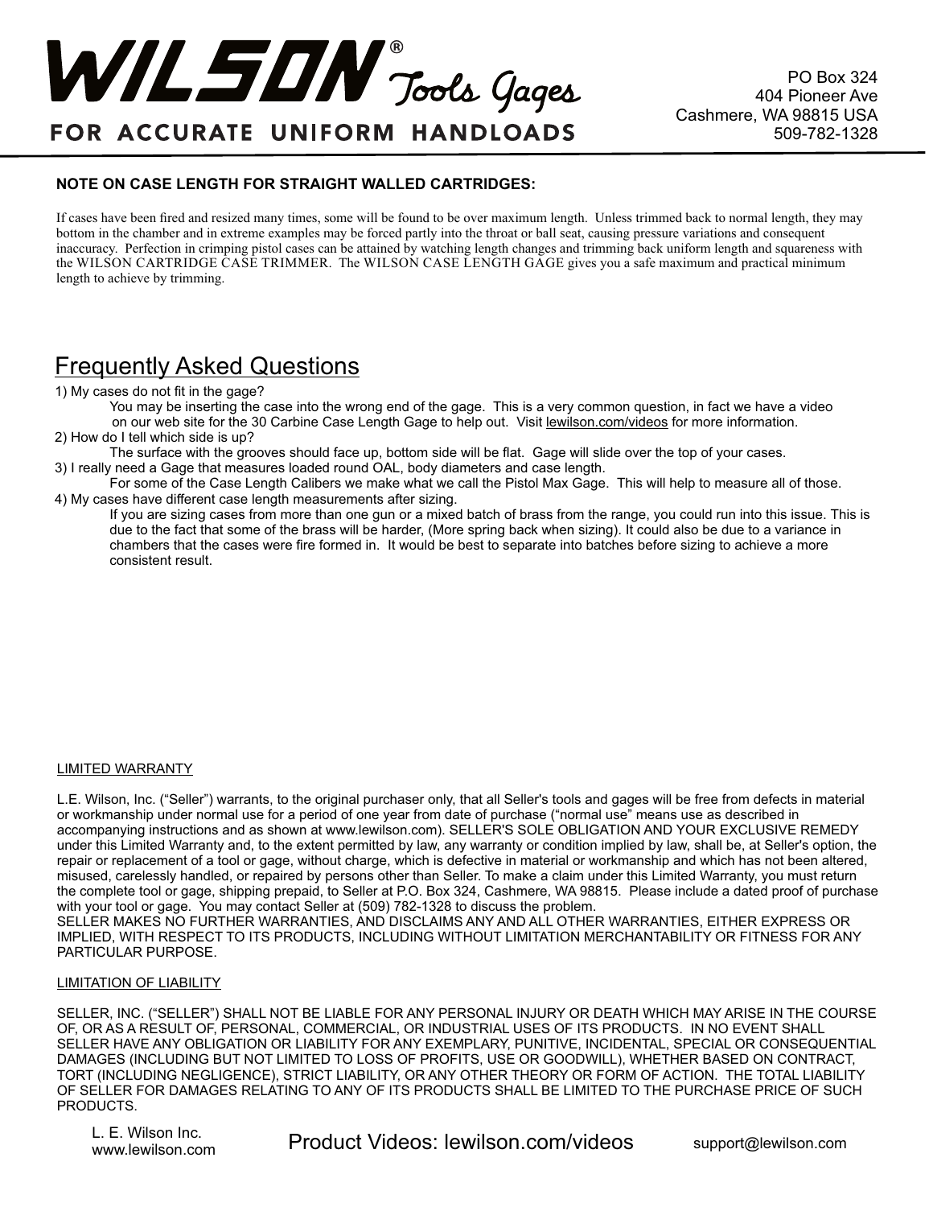# WILSON® Tools Gages

**FOR ACCURATE UNIFORM HANDLOADS**

PO Box 324
404 Pioneer Ave
Cashmere, WA 98815 USA
509-782-1328

**NOTE ON CASE LENGTH FOR STRAIGHT WALLED CARTRIDGES:**

If cases have been fired and resized many times, some will be found to be over maximum length. Unless trimmed back to normal length, they may bottom in the chamber and in extreme examples may be forced partly into the throat or ball seat, causing pressure variations and consequent inaccuracy. Perfection in crimping pistol cases can be attained by watching length changes and trimming back uniform length and squareness with the WILSON CARTRIDGE CASE TRIMMER. The WILSON CASE LENGTH GAGE gives you a safe maximum and practical minimum length to achieve by trimming.

## Frequently Asked Questions

1) My cases do not fit in the gage?
   You may be inserting the case into the wrong end of the gage. This is a very common question, in fact we have a video on our web site for the 30 Carbine Case Length Gage to help out. Visit lewilson.com/videos for more information.
2) How do I tell which side is up?
   The surface with the grooves should face up, bottom side will be flat. Gage will slide over the top of your cases.
3) I really need a Gage that measures loaded round OAL, body diameters and case length.
   For some of the Case Length Calibers we make what we call the Pistol Max Gage. This will help to measure all of those.
4) My cases have different case length measurements after sizing.
   If you are sizing cases from more than one gun or a mixed batch of brass from the range, you could run into this issue. This is due to the fact that some of the brass will be harder, (More spring back when sizing). It could also be due to a variance in chambers that the cases were fire formed in. It would be best to separate into batches before sizing to achieve a more consistent result.

LIMITED WARRANTY

L.E. Wilson, Inc. ("Seller") warrants, to the original purchaser only, that all Seller's tools and gages will be free from defects in material or workmanship under normal use for a period of one year from date of purchase ("normal use" means use as described in accompanying instructions and as shown at www.lewilson.com). SELLER'S SOLE OBLIGATION AND YOUR EXCLUSIVE REMEDY under this Limited Warranty and, to the extent permitted by law, any warranty or condition implied by law, shall be, at Seller's option, the repair or replacement of a tool or gage, without charge, which is defective in material or workmanship and which has not been altered, misused, carelessly handled, or repaired by persons other than Seller. To make a claim under this Limited Warranty, you must return the complete tool or gage, shipping prepaid, to Seller at P.O. Box 324, Cashmere, WA 98815. Please include a dated proof of purchase with your tool or gage. You may contact Seller at (509) 782-1328 to discuss the problem.
SELLER MAKES NO FURTHER WARRANTIES, AND DISCLAIMS ANY AND ALL OTHER WARRANTIES, EITHER EXPRESS OR IMPLIED, WITH RESPECT TO ITS PRODUCTS, INCLUDING WITHOUT LIMITATION MERCHANTABILITY OR FITNESS FOR ANY PARTICULAR PURPOSE.

LIMITATION OF LIABILITY

SELLER, INC. ("SELLER") SHALL NOT BE LIABLE FOR ANY PERSONAL INJURY OR DEATH WHICH MAY ARISE IN THE COURSE OF, OR AS A RESULT OF, PERSONAL, COMMERCIAL, OR INDUSTRIAL USES OF ITS PRODUCTS. IN NO EVENT SHALL SELLER HAVE ANY OBLIGATION OR LIABILITY FOR ANY EXEMPLARY, PUNITIVE, INCIDENTAL, SPECIAL OR CONSEQUENTIAL DAMAGES (INCLUDING BUT NOT LIMITED TO LOSS OF PROFITS, USE OR GOODWILL), WHETHER BASED ON CONTRACT, TORT (INCLUDING NEGLIGENCE), STRICT LIABILITY, OR ANY OTHER THEORY OR FORM OF ACTION. THE TOTAL LIABILITY OF SELLER FOR DAMAGES RELATING TO ANY OF ITS PRODUCTS SHALL BE LIMITED TO THE PURCHASE PRICE OF SUCH PRODUCTS.

L. E. Wilson Inc.
www.lewilson.com

Product Videos: lewilson.com/videos

support@lewilson.com